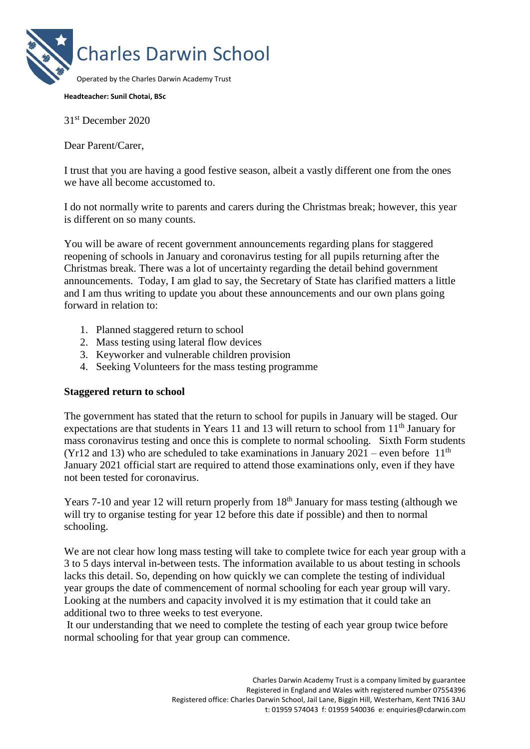# Charles Darwin School

Operated by the Charles Darwin Academy Trust

**Headteacher: Sunil Chotai, BSc**

31st December 2020

Dear Parent/Carer,

I trust that you are having a good festive season, albeit a vastly different one from the ones we have all become accustomed to.

I do not normally write to parents and carers during the Christmas break; however, this year is different on so many counts.

You will be aware of recent government announcements regarding plans for staggered reopening of schools in January and coronavirus testing for all pupils returning after the Christmas break. There was a lot of uncertainty regarding the detail behind government announcements. Today, I am glad to say, the Secretary of State has clarified matters a little and I am thus writing to update you about these announcements and our own plans going forward in relation to:

1. Planned staggered return to school
2. Mass testing using lateral flow devices
3. Keyworker and vulnerable children provision
4. Seeking Volunteers for the mass testing programme

**Staggered return to school**

The government has stated that the return to school for pupils in January will be staged. Our expectations are that students in Years 11 and 13 will return to school from 11th January for mass coronavirus testing and once this is complete to normal schooling. Sixth Form students (Yr12 and 13) who are scheduled to take examinations in January 2021 – even before 11th January 2021 official start are required to attend those examinations only, even if they have not been tested for coronavirus.

Years 7-10 and year 12 will return properly from 18th January for mass testing (although we will try to organise testing for year 12 before this date if possible) and then to normal schooling.

We are not clear how long mass testing will take to complete twice for each year group with a 3 to 5 days interval in-between tests. The information available to us about testing in schools lacks this detail. So, depending on how quickly we can complete the testing of individual year groups the date of commencement of normal schooling for each year group will vary. Looking at the numbers and capacity involved it is my estimation that it could take an additional two to three weeks to test everyone.

It our understanding that we need to complete the testing of each year group twice before normal schooling for that year group can commence.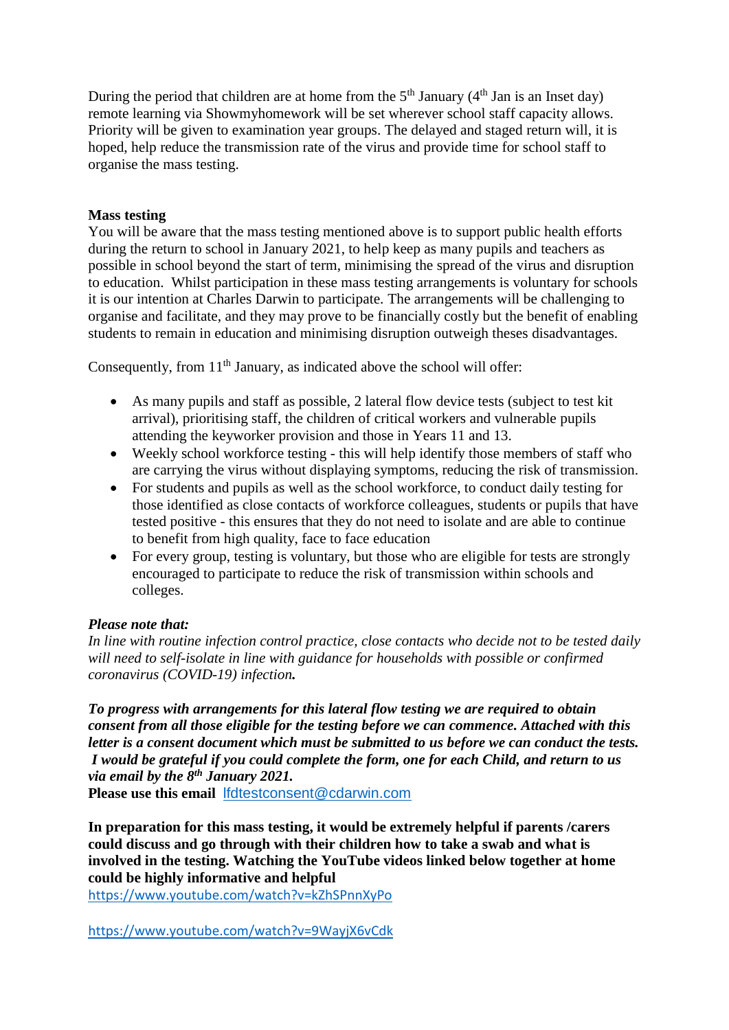During the period that children are at home from the 5th January (4th Jan is an Inset day) remote learning via Showmyhomework will be set wherever school staff capacity allows. Priority will be given to examination year groups. The delayed and staged return will, it is hoped, help reduce the transmission rate of the virus and provide time for school staff to organise the mass testing.

**Mass testing**

You will be aware that the mass testing mentioned above is to support public health efforts during the return to school in January 2021, to help keep as many pupils and teachers as possible in school beyond the start of term, minimising the spread of the virus and disruption to education. Whilst participation in these mass testing arrangements is voluntary for schools it is our intention at Charles Darwin to participate. The arrangements will be challenging to organise and facilitate, and they may prove to be financially costly but the benefit of enabling students to remain in education and minimising disruption outweigh theses disadvantages.

Consequently, from 11th January, as indicated above the school will offer:

- As many pupils and staff as possible, 2 lateral flow device tests (subject to test kit arrival), prioritising staff, the children of critical workers and vulnerable pupils attending the keyworker provision and those in Years 11 and 13.
- Weekly school workforce testing - this will help identify those members of staff who are carrying the virus without displaying symptoms, reducing the risk of transmission.
- For students and pupils as well as the school workforce, to conduct daily testing for those identified as close contacts of workforce colleagues, students or pupils that have tested positive - this ensures that they do not need to isolate and are able to continue to benefit from high quality, face to face education
- For every group, testing is voluntary, but those who are eligible for tests are strongly encouraged to participate to reduce the risk of transmission within schools and colleges.

***Please note that:***

*In line with routine infection control practice, close contacts who decide not to be tested daily will need to self-isolate in line with guidance for households with possible or confirmed coronavirus (COVID-19) infection.*

***To progress with arrangements for this lateral flow testing we are required to obtain consent from all those eligible for the testing before we can commence. Attached with this letter is a consent document which must be submitted to us before we can conduct the tests. I would be grateful if you could complete the form, one for each Child, and return to us via email by the 8th January 2021.***

**Please use this email** lfdtestconsent@cdarwin.com

**In preparation for this mass testing, it would be extremely helpful if parents /carers could discuss and go through with their children how to take a swab and what is involved in the testing. Watching the YouTube videos linked below together at home could be highly informative and helpful**

https://www.youtube.com/watch?v=kZhSPnnXyPo

https://www.youtube.com/watch?v=9WayjX6vCdk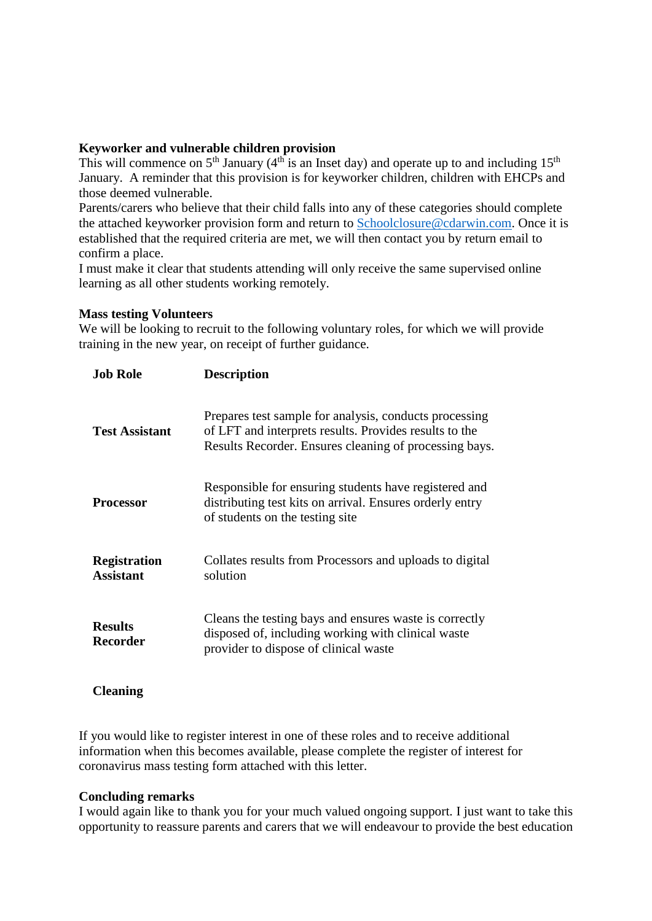**Keyworker and vulnerable children provision**

This will commence on 5th January (4th is an Inset day) and operate up to and including 15th January. A reminder that this provision is for keyworker children, children with EHCPs and those deemed vulnerable.

Parents/carers who believe that their child falls into any of these categories should complete the attached keyworker provision form and return to Schoolclosure@cdarwin.com. Once it is established that the required criteria are met, we will then contact you by return email to confirm a place.

I must make it clear that students attending will only receive the same supervised online learning as all other students working remotely.

**Mass testing Volunteers**

We will be looking to recruit to the following voluntary roles, for which we will provide training in the new year, on receipt of further guidance.

| Job Role | Description |
|---|---|
| **Test Assistant** | Prepares test sample for analysis, conducts processing of LFT and interprets results. Provides results to the Results Recorder. Ensures cleaning of processing bays. |
| **Processor** | Responsible for ensuring students have registered and distributing test kits on arrival. Ensures orderly entry of students on the testing site |
| **Registration Assistant** | Collates results from Processors and uploads to digital solution |
| **Results Recorder** | Cleans the testing bays and ensures waste is correctly disposed of, including working with clinical waste provider to dispose of clinical waste |
| **Cleaning** | |

If you would like to register interest in one of these roles and to receive additional information when this becomes available, please complete the register of interest for coronavirus mass testing form attached with this letter.

**Concluding remarks**

I would again like to thank you for your much valued ongoing support. I just want to take this opportunity to reassure parents and carers that we will endeavour to provide the best education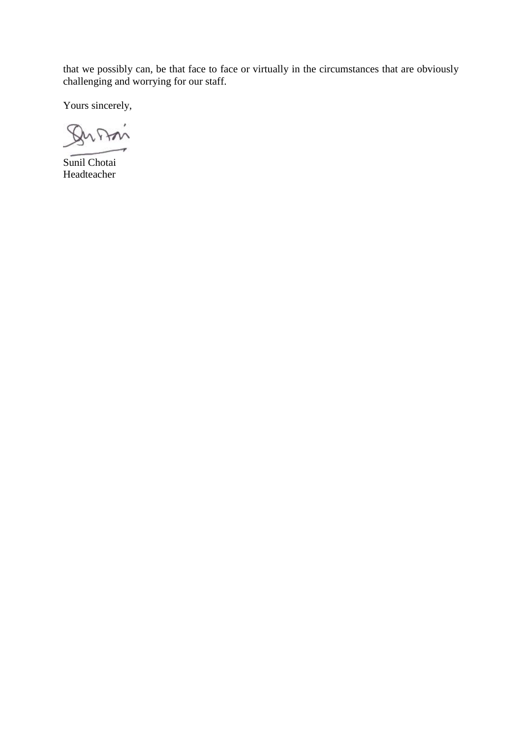that we possibly can, be that face to face or virtually in the circumstances that are obviously challenging and worrying for our staff.

Yours sincerely,

Sunil Chotai
Headteacher